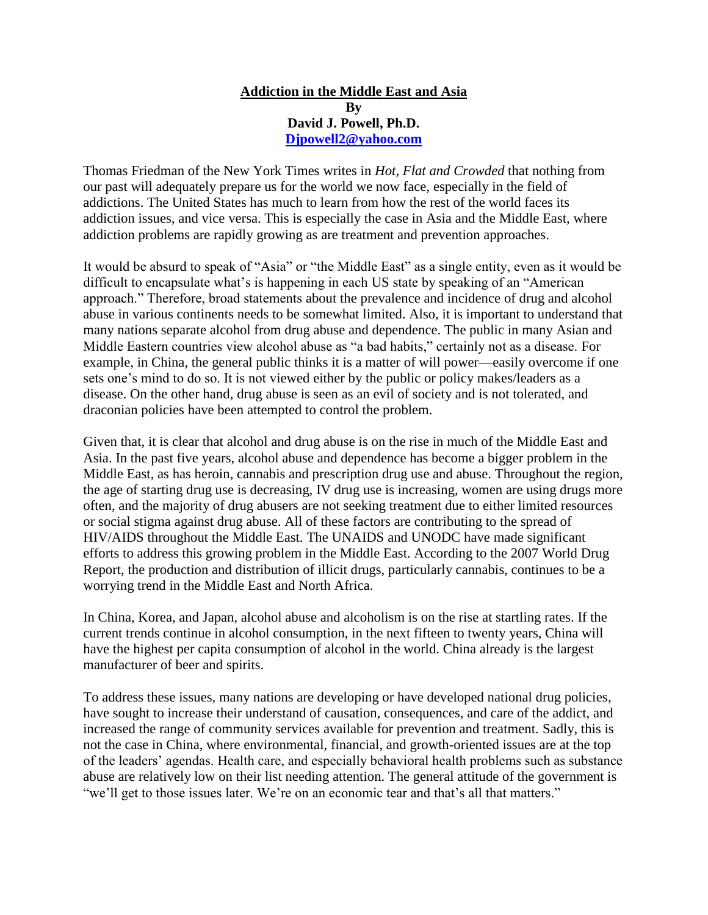**Addiction in the Middle East and Asia**

**By**

**David J. Powell, Ph.D.**

**[Djpowell2@yahoo.com](mailto:Djpowell2@yahoo.com)**

Thomas Friedman of the New York Times writes in *Hot, Flat and Crowded* that nothing from our past will adequately prepare us for the world we now face, especially in the field of addictions. The United States has much to learn from how the rest of the world faces its addiction issues, and vice versa. This is especially the case in Asia and the Middle East, where addiction problems are rapidly growing as are treatment and prevention approaches.

It would be absurd to speak of "Asia" or "the Middle East" as a single entity, even as it would be difficult to encapsulate what's is happening in each US state by speaking of an "American approach." Therefore, broad statements about the prevalence and incidence of drug and alcohol abuse in various continents needs to be somewhat limited. Also, it is important to understand that many nations separate alcohol from drug abuse and dependence. The public in many Asian and Middle Eastern countries view alcohol abuse as "a bad habits," certainly not as a disease. For example, in China, the general public thinks it is a matter of will power—easily overcome if one sets one's mind to do so. It is not viewed either by the public or policy makes/leaders as a disease. On the other hand, drug abuse is seen as an evil of society and is not tolerated, and draconian policies have been attempted to control the problem.

Given that, it is clear that alcohol and drug abuse is on the rise in much of the Middle East and Asia. In the past five years, alcohol abuse and dependence has become a bigger problem in the Middle East, as has heroin, cannabis and prescription drug use and abuse. Throughout the region, the age of starting drug use is decreasing, IV drug use is increasing, women are using drugs more often, and the majority of drug abusers are not seeking treatment due to either limited resources or social stigma against drug abuse. All of these factors are contributing to the spread of HIV/AIDS throughout the Middle East. The UNAIDS and UNODC have made significant efforts to address this growing problem in the Middle East. According to the 2007 World Drug Report, the production and distribution of illicit drugs, particularly cannabis, continues to be a worrying trend in the Middle East and North Africa.

In China, Korea, and Japan, alcohol abuse and alcoholism is on the rise at startling rates. If the current trends continue in alcohol consumption, in the next fifteen to twenty years, China will have the highest per capita consumption of alcohol in the world. China already is the largest manufacturer of beer and spirits.

To address these issues, many nations are developing or have developed national drug policies, have sought to increase their understand of causation, consequences, and care of the addict, and increased the range of community services available for prevention and treatment. Sadly, this is not the case in China, where environmental, financial, and growth-oriented issues are at the top of the leaders' agendas. Health care, and especially behavioral health problems such as substance abuse are relatively low on their list needing attention. The general attitude of the government is "we'll get to those issues later. We're on an economic tear and that's all that matters."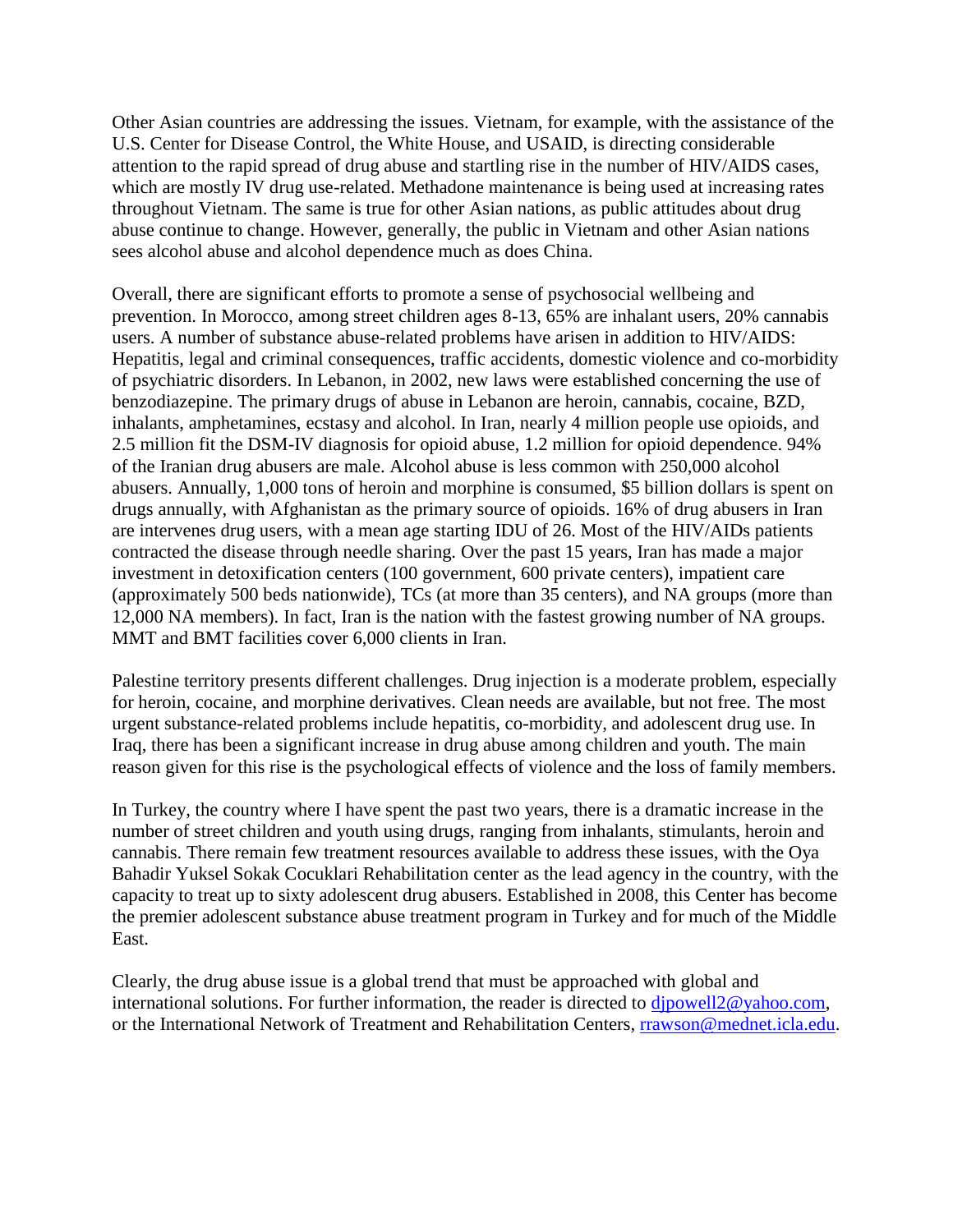Other Asian countries are addressing the issues. Vietnam, for example, with the assistance of the U.S. Center for Disease Control, the White House, and USAID, is directing considerable attention to the rapid spread of drug abuse and startling rise in the number of HIV/AIDS cases, which are mostly IV drug use-related. Methadone maintenance is being used at increasing rates throughout Vietnam. The same is true for other Asian nations, as public attitudes about drug abuse continue to change. However, generally, the public in Vietnam and other Asian nations sees alcohol abuse and alcohol dependence much as does China.

Overall, there are significant efforts to promote a sense of psychosocial wellbeing and prevention. In Morocco, among street children ages 8-13, 65% are inhalant users, 20% cannabis users. A number of substance abuse-related problems have arisen in addition to HIV/AIDS: Hepatitis, legal and criminal consequences, traffic accidents, domestic violence and co-morbidity of psychiatric disorders. In Lebanon, in 2002, new laws were established concerning the use of benzodiazepine. The primary drugs of abuse in Lebanon are heroin, cannabis, cocaine, BZD, inhalants, amphetamines, ecstasy and alcohol. In Iran, nearly 4 million people use opioids, and 2.5 million fit the DSM-IV diagnosis for opioid abuse, 1.2 million for opioid dependence. 94% of the Iranian drug abusers are male. Alcohol abuse is less common with 250,000 alcohol abusers. Annually, 1,000 tons of heroin and morphine is consumed, $5 billion dollars is spent on drugs annually, with Afghanistan as the primary source of opioids. 16% of drug abusers in Iran are intervenes drug users, with a mean age starting IDU of 26. Most of the HIV/AIDs patients contracted the disease through needle sharing. Over the past 15 years, Iran has made a major investment in detoxification centers (100 government, 600 private centers), impatient care (approximately 500 beds nationwide), TCs (at more than 35 centers), and NA groups (more than 12,000 NA members). In fact, Iran is the nation with the fastest growing number of NA groups. MMT and BMT facilities cover 6,000 clients in Iran.

Palestine territory presents different challenges. Drug injection is a moderate problem, especially for heroin, cocaine, and morphine derivatives. Clean needs are available, but not free. The most urgent substance-related problems include hepatitis, co-morbidity, and adolescent drug use. In Iraq, there has been a significant increase in drug abuse among children and youth. The main reason given for this rise is the psychological effects of violence and the loss of family members.

In Turkey, the country where I have spent the past two years, there is a dramatic increase in the number of street children and youth using drugs, ranging from inhalants, stimulants, heroin and cannabis. There remain few treatment resources available to address these issues, with the Oya Bahadir Yuksel Sokak Cocuklari Rehabilitation center as the lead agency in the country, with the capacity to treat up to sixty adolescent drug abusers. Established in 2008, this Center has become the premier adolescent substance abuse treatment program in Turkey and for much of the Middle East.

Clearly, the drug abuse issue is a global trend that must be approached with global and international solutions. For further information, the reader is directed to djpowell2@yahoo.com, or the International Network of Treatment and Rehabilitation Centers, rrawson@mednet.icla.edu.